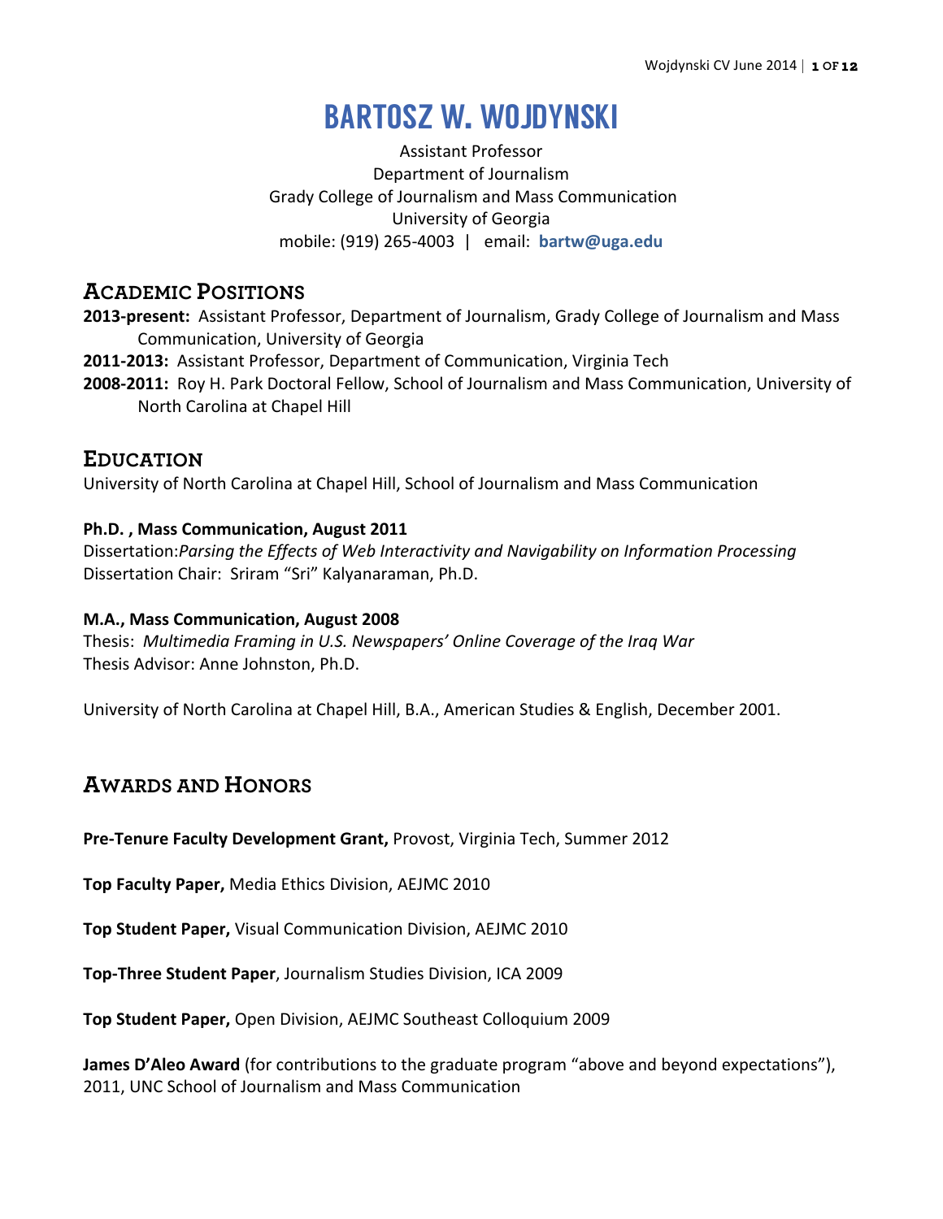# BARTOSZ W. WOJDYNSKI

Assistant Professor
Department of Journalism
Grady College of Journalism and Mass Communication
University of Georgia
mobile: (919) 265-4003 | email: **bartw@uga.edu**

## ACADEMIC POSITIONS

**2013-present:** Assistant Professor, Department of Journalism, Grady College of Journalism and Mass Communication, University of Georgia

**2011-2013:** Assistant Professor, Department of Communication, Virginia Tech

**2008-2011:** Roy H. Park Doctoral Fellow, School of Journalism and Mass Communication, University of North Carolina at Chapel Hill

## EDUCATION

University of North Carolina at Chapel Hill, School of Journalism and Mass Communication

**Ph.D. , Mass Communication, August 2011**
Dissertation:*Parsing the Effects of Web Interactivity and Navigability on Information Processing*
Dissertation Chair: Sriram "Sri" Kalyanaraman, Ph.D.

**M.A., Mass Communication, August 2008**
Thesis: *Multimedia Framing in U.S. Newspapers' Online Coverage of the Iraq War*
Thesis Advisor: Anne Johnston, Ph.D.

University of North Carolina at Chapel Hill, B.A., American Studies & English, December 2001.

## AWARDS AND HONORS

**Pre-Tenure Faculty Development Grant,** Provost, Virginia Tech, Summer 2012

**Top Faculty Paper,** Media Ethics Division, AEJMC 2010

**Top Student Paper,** Visual Communication Division, AEJMC 2010

**Top-Three Student Paper**, Journalism Studies Division, ICA 2009

**Top Student Paper,** Open Division, AEJMC Southeast Colloquium 2009

**James D'Aleo Award** (for contributions to the graduate program "above and beyond expectations"), 2011, UNC School of Journalism and Mass Communication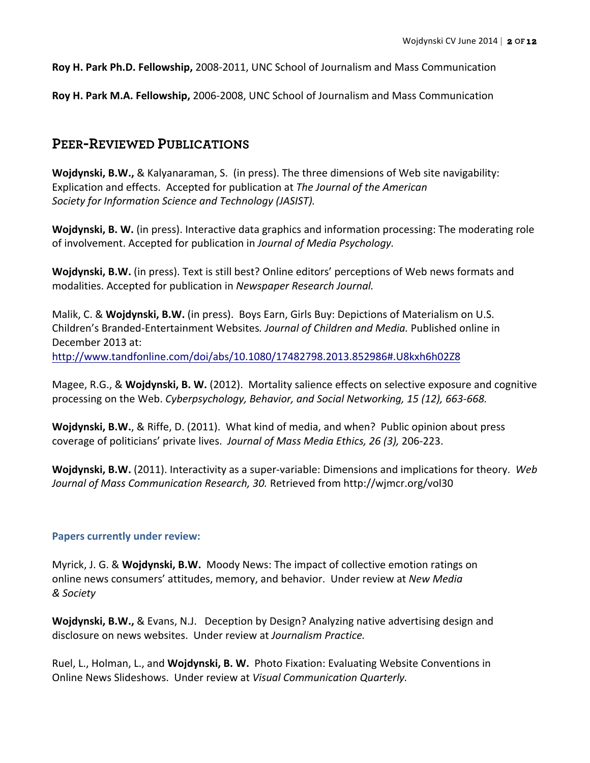**Roy H. Park Ph.D. Fellowship,** 2008-2011, UNC School of Journalism and Mass Communication

**Roy H. Park M.A. Fellowship,** 2006-2008, UNC School of Journalism and Mass Communication

## Peer-Reviewed Publications

**Wojdynski, B.W.,** & Kalyanaraman, S. (in press). The three dimensions of Web site navigability: Explication and effects. Accepted for publication at *The Journal of the American Society for Information Science and Technology (JASIST).*

**Wojdynski, B. W.** (in press). Interactive data graphics and information processing: The moderating role of involvement. Accepted for publication in *Journal of Media Psychology.*

**Wojdynski, B.W.** (in press). Text is still best? Online editors' perceptions of Web news formats and modalities. Accepted for publication in *Newspaper Research Journal.*

Malik, C. & **Wojdynski, B.W.** (in press). Boys Earn, Girls Buy: Depictions of Materialism on U.S. Children's Branded-Entertainment Websites*. Journal of Children and Media.* Published online in December 2013 at: http://www.tandfonline.com/doi/abs/10.1080/17482798.2013.852986#.U8kxh6h02Z8

Magee, R.G., & **Wojdynski, B. W.** (2012). Mortality salience effects on selective exposure and cognitive processing on the Web. *Cyberpsychology, Behavior, and Social Networking, 15 (12), 663-668.*

**Wojdynski, B.W.**, & Riffe, D. (2011). What kind of media, and when? Public opinion about press coverage of politicians' private lives. *Journal of Mass Media Ethics, 26 (3),* 206-223.

**Wojdynski, B.W.** (2011). Interactivity as a super-variable: Dimensions and implications for theory. *Web Journal of Mass Communication Research, 30.* Retrieved from http://wjmcr.org/vol30

### Papers currently under review:

Myrick, J. G. & **Wojdynski, B.W.** Moody News: The impact of collective emotion ratings on online news consumers' attitudes, memory, and behavior. Under review at *New Media & Society*

**Wojdynski, B.W.,** & Evans, N.J. Deception by Design? Analyzing native advertising design and disclosure on news websites. Under review at *Journalism Practice.*

Ruel, L., Holman, L., and **Wojdynski, B. W.** Photo Fixation: Evaluating Website Conventions in Online News Slideshows. Under review at *Visual Communication Quarterly.*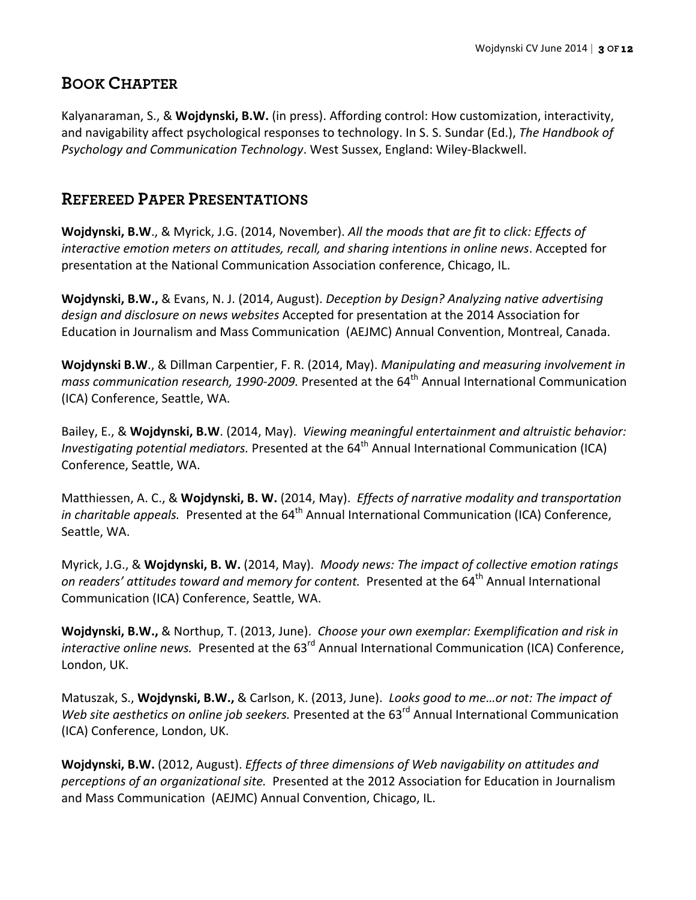## Book Chapter

Kalyanaraman, S., & **Wojdynski, B.W.** (in press). Affording control: How customization, interactivity, and navigability affect psychological responses to technology. In S. S. Sundar (Ed.), *The Handbook of Psychology and Communication Technology*. West Sussex, England: Wiley-Blackwell.

## Refereed Paper Presentations

**Wojdynski, B.W**., & Myrick, J.G. (2014, November). *All the moods that are fit to click: Effects of interactive emotion meters on attitudes, recall, and sharing intentions in online news*. Accepted for presentation at the National Communication Association conference, Chicago, IL.

**Wojdynski, B.W.,** & Evans, N. J. (2014, August). *Deception by Design? Analyzing native advertising design and disclosure on news websites* Accepted for presentation at the 2014 Association for Education in Journalism and Mass Communication (AEJMC) Annual Convention, Montreal, Canada.

**Wojdynski B.W**., & Dillman Carpentier, F. R. (2014, May). *Manipulating and measuring involvement in mass communication research, 1990-2009.* Presented at the 64th Annual International Communication (ICA) Conference, Seattle, WA.

Bailey, E., & **Wojdynski, B.W**. (2014, May). *Viewing meaningful entertainment and altruistic behavior: Investigating potential mediators.* Presented at the 64th Annual International Communication (ICA) Conference, Seattle, WA.

Matthiessen, A. C., & **Wojdynski, B. W.** (2014, May). *Effects of narrative modality and transportation in charitable appeals.* Presented at the 64th Annual International Communication (ICA) Conference, Seattle, WA.

Myrick, J.G., & **Wojdynski, B. W.** (2014, May). *Moody news: The impact of collective emotion ratings on readers' attitudes toward and memory for content.* Presented at the 64th Annual International Communication (ICA) Conference, Seattle, WA.

**Wojdynski, B.W.,** & Northup, T. (2013, June). *Choose your own exemplar: Exemplification and risk in interactive online news.* Presented at the 63rd Annual International Communication (ICA) Conference, London, UK.

Matuszak, S., **Wojdynski, B.W.,** & Carlson, K. (2013, June). *Looks good to me…or not: The impact of Web site aesthetics on online job seekers.* Presented at the 63rd Annual International Communication (ICA) Conference, London, UK.

**Wojdynski, B.W.** (2012, August). *Effects of three dimensions of Web navigability on attitudes and perceptions of an organizational site.* Presented at the 2012 Association for Education in Journalism and Mass Communication (AEJMC) Annual Convention, Chicago, IL.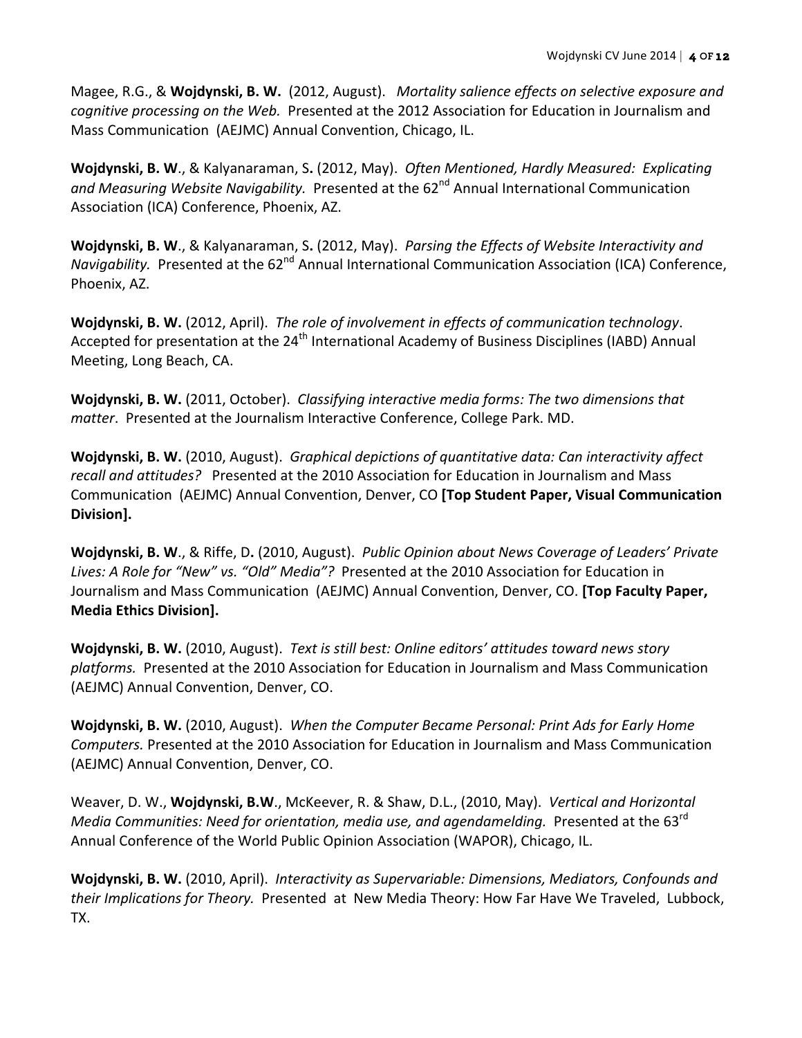Magee, R.G., & **Wojdynski, B. W.** (2012, August). *Mortality salience effects on selective exposure and cognitive processing on the Web.* Presented at the 2012 Association for Education in Journalism and Mass Communication (AEJMC) Annual Convention, Chicago, IL.

**Wojdynski, B. W**., & Kalyanaraman, S**.** (2012, May). *Often Mentioned, Hardly Measured: Explicating and Measuring Website Navigability.* Presented at the 62nd Annual International Communication Association (ICA) Conference, Phoenix, AZ.

**Wojdynski, B. W**., & Kalyanaraman, S**.** (2012, May). *Parsing the Effects of Website Interactivity and Navigability.* Presented at the 62nd Annual International Communication Association (ICA) Conference, Phoenix, AZ.

**Wojdynski, B. W.** (2012, April). *The role of involvement in effects of communication technology*. Accepted for presentation at the 24th International Academy of Business Disciplines (IABD) Annual Meeting, Long Beach, CA.

**Wojdynski, B. W.** (2011, October). *Classifying interactive media forms: The two dimensions that matter*. Presented at the Journalism Interactive Conference, College Park. MD.

**Wojdynski, B. W.** (2010, August). *Graphical depictions of quantitative data: Can interactivity affect recall and attitudes?* Presented at the 2010 Association for Education in Journalism and Mass Communication (AEJMC) Annual Convention, Denver, CO **[Top Student Paper, Visual Communication Division].**

**Wojdynski, B. W**., & Riffe, D**.** (2010, August). *Public Opinion about News Coverage of Leaders' Private Lives: A Role for "New" vs. "Old" Media"?* Presented at the 2010 Association for Education in Journalism and Mass Communication (AEJMC) Annual Convention, Denver, CO. **[Top Faculty Paper, Media Ethics Division].**

**Wojdynski, B. W.** (2010, August). *Text is still best: Online editors' attitudes toward news story platforms.* Presented at the 2010 Association for Education in Journalism and Mass Communication (AEJMC) Annual Convention, Denver, CO.

**Wojdynski, B. W.** (2010, August). *When the Computer Became Personal: Print Ads for Early Home Computers.* Presented at the 2010 Association for Education in Journalism and Mass Communication (AEJMC) Annual Convention, Denver, CO.

Weaver, D. W., **Wojdynski, B.W**., McKeever, R. & Shaw, D.L., (2010, May). *Vertical and Horizontal Media Communities: Need for orientation, media use, and agendamelding.* Presented at the 63rd Annual Conference of the World Public Opinion Association (WAPOR), Chicago, IL.

**Wojdynski, B. W.** (2010, April). *Interactivity as Supervariable: Dimensions, Mediators, Confounds and their Implications for Theory.* Presented at New Media Theory: How Far Have We Traveled, Lubbock, TX.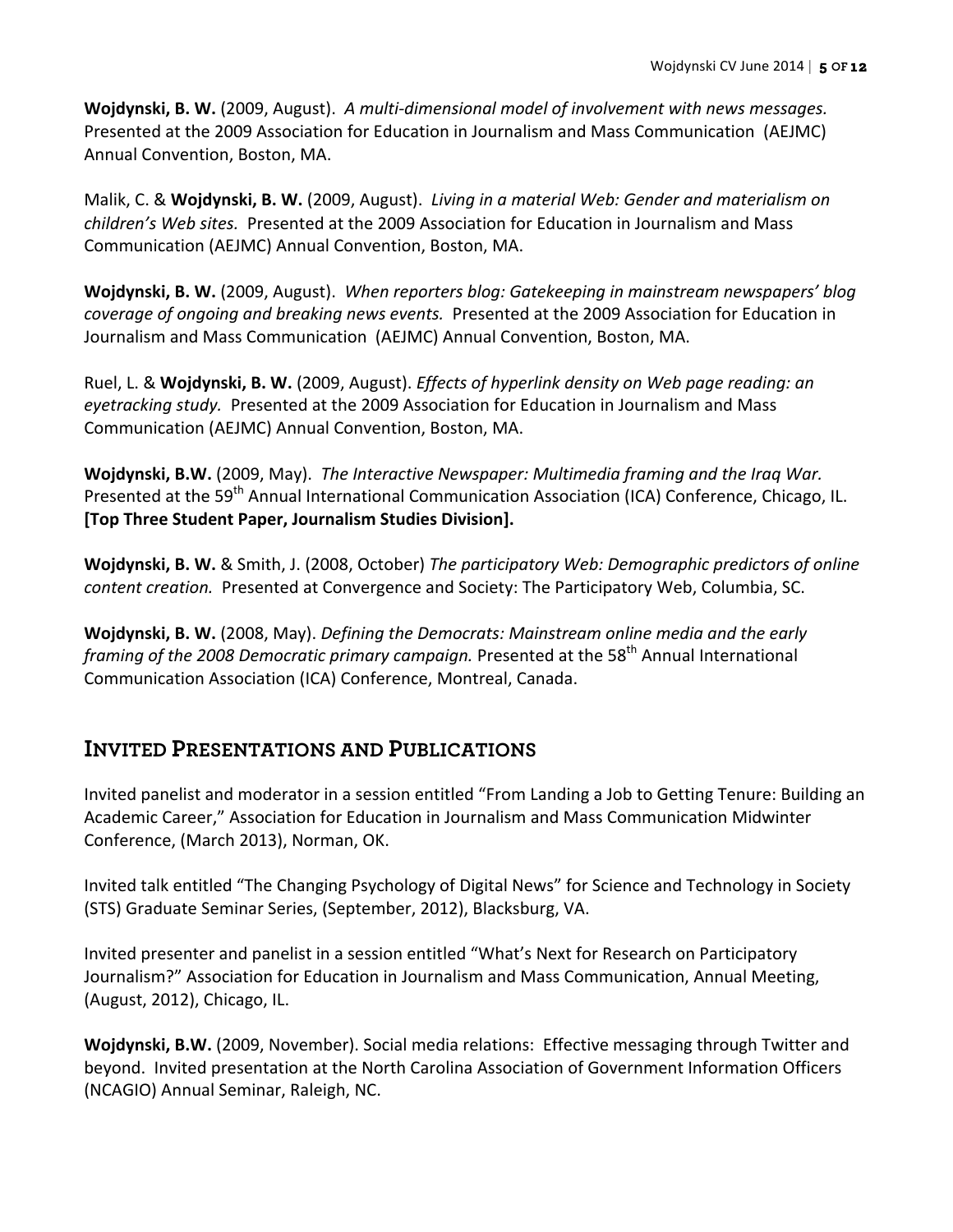**Wojdynski, B. W.** (2009, August). *A multi-dimensional model of involvement with news messages.* Presented at the 2009 Association for Education in Journalism and Mass Communication (AEJMC) Annual Convention, Boston, MA.

Malik, C. & **Wojdynski, B. W.** (2009, August). *Living in a material Web: Gender and materialism on children's Web sites.* Presented at the 2009 Association for Education in Journalism and Mass Communication (AEJMC) Annual Convention, Boston, MA.

**Wojdynski, B. W.** (2009, August). *When reporters blog: Gatekeeping in mainstream newspapers' blog coverage of ongoing and breaking news events.* Presented at the 2009 Association for Education in Journalism and Mass Communication (AEJMC) Annual Convention, Boston, MA.

Ruel, L. & **Wojdynski, B. W.** (2009, August). *Effects of hyperlink density on Web page reading: an eyetracking study.* Presented at the 2009 Association for Education in Journalism and Mass Communication (AEJMC) Annual Convention, Boston, MA.

**Wojdynski, B.W.** (2009, May). *The Interactive Newspaper: Multimedia framing and the Iraq War.* Presented at the 59th Annual International Communication Association (ICA) Conference, Chicago, IL. **[Top Three Student Paper, Journalism Studies Division].**

**Wojdynski, B. W.** & Smith, J. (2008, October) *The participatory Web: Demographic predictors of online content creation.* Presented at Convergence and Society: The Participatory Web, Columbia, SC.

**Wojdynski, B. W.** (2008, May). *Defining the Democrats: Mainstream online media and the early framing of the 2008 Democratic primary campaign.* Presented at the 58th Annual International Communication Association (ICA) Conference, Montreal, Canada.

## Invited Presentations and Publications

Invited panelist and moderator in a session entitled "From Landing a Job to Getting Tenure: Building an Academic Career," Association for Education in Journalism and Mass Communication Midwinter Conference, (March 2013), Norman, OK.

Invited talk entitled "The Changing Psychology of Digital News" for Science and Technology in Society (STS) Graduate Seminar Series, (September, 2012), Blacksburg, VA.

Invited presenter and panelist in a session entitled "What's Next for Research on Participatory Journalism?" Association for Education in Journalism and Mass Communication, Annual Meeting, (August, 2012), Chicago, IL.

**Wojdynski, B.W.** (2009, November). Social media relations: Effective messaging through Twitter and beyond. Invited presentation at the North Carolina Association of Government Information Officers (NCAGIO) Annual Seminar, Raleigh, NC.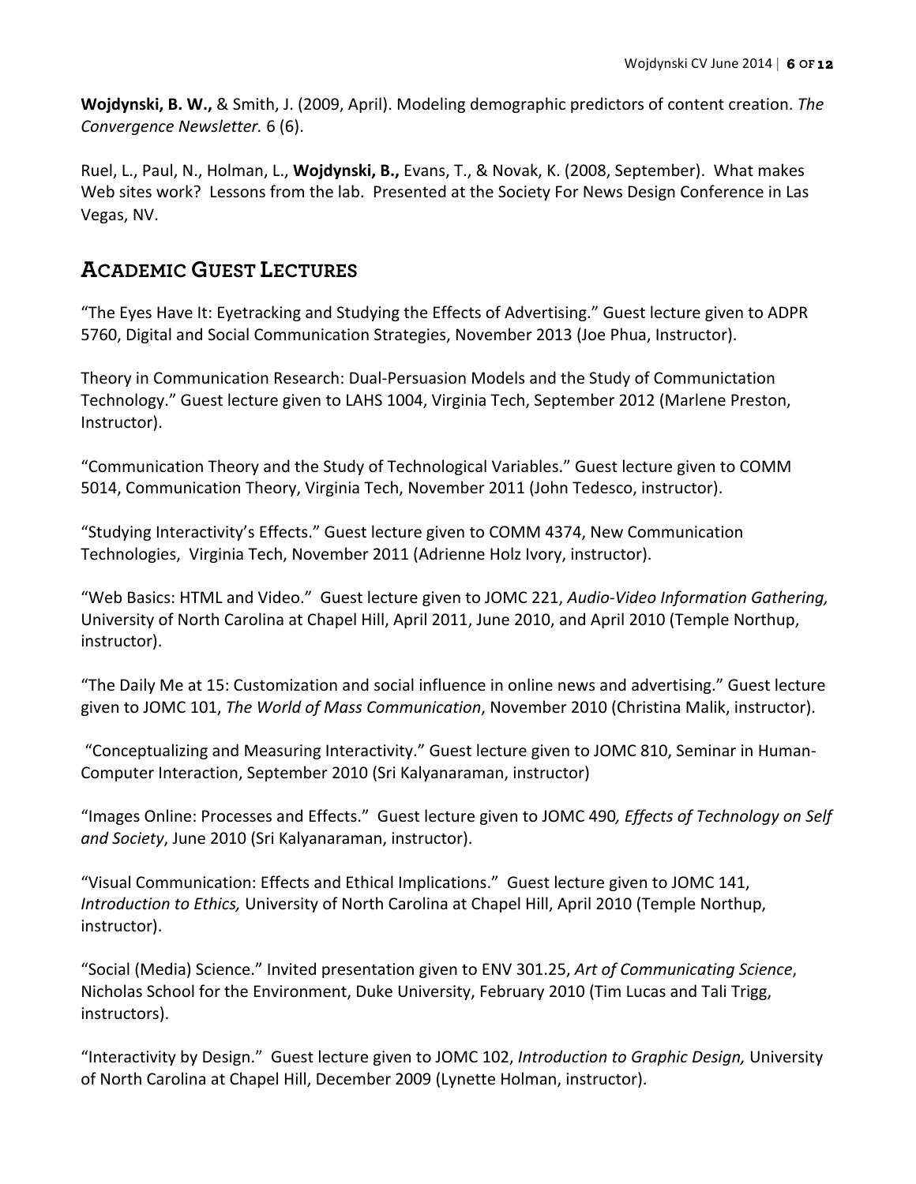**Wojdynski, B. W.,** & Smith, J. (2009, April). Modeling demographic predictors of content creation. *The Convergence Newsletter.* 6 (6).

Ruel, L., Paul, N., Holman, L., **Wojdynski, B.,** Evans, T., & Novak, K. (2008, September). What makes Web sites work? Lessons from the lab. Presented at the Society For News Design Conference in Las Vegas, NV.

## Academic Guest Lectures

"The Eyes Have It: Eyetracking and Studying the Effects of Advertising." Guest lecture given to ADPR 5760, Digital and Social Communication Strategies, November 2013 (Joe Phua, Instructor).

Theory in Communication Research: Dual-Persuasion Models and the Study of Communictation Technology." Guest lecture given to LAHS 1004, Virginia Tech, September 2012 (Marlene Preston, Instructor).

"Communication Theory and the Study of Technological Variables." Guest lecture given to COMM 5014, Communication Theory, Virginia Tech, November 2011 (John Tedesco, instructor).

"Studying Interactivity's Effects." Guest lecture given to COMM 4374, New Communication Technologies, Virginia Tech, November 2011 (Adrienne Holz Ivory, instructor).

"Web Basics: HTML and Video." Guest lecture given to JOMC 221, *Audio-Video Information Gathering,* University of North Carolina at Chapel Hill, April 2011, June 2010, and April 2010 (Temple Northup, instructor).

"The Daily Me at 15: Customization and social influence in online news and advertising." Guest lecture given to JOMC 101, *The World of Mass Communication*, November 2010 (Christina Malik, instructor).

"Conceptualizing and Measuring Interactivity." Guest lecture given to JOMC 810, Seminar in Human-Computer Interaction, September 2010 (Sri Kalyanaraman, instructor)

"Images Online: Processes and Effects." Guest lecture given to JOMC 490*, Effects of Technology on Self and Society*, June 2010 (Sri Kalyanaraman, instructor).

"Visual Communication: Effects and Ethical Implications." Guest lecture given to JOMC 141, *Introduction to Ethics,* University of North Carolina at Chapel Hill, April 2010 (Temple Northup, instructor).

"Social (Media) Science." Invited presentation given to ENV 301.25, *Art of Communicating Science*, Nicholas School for the Environment, Duke University, February 2010 (Tim Lucas and Tali Trigg, instructors).

"Interactivity by Design." Guest lecture given to JOMC 102, *Introduction to Graphic Design,* University of North Carolina at Chapel Hill, December 2009 (Lynette Holman, instructor).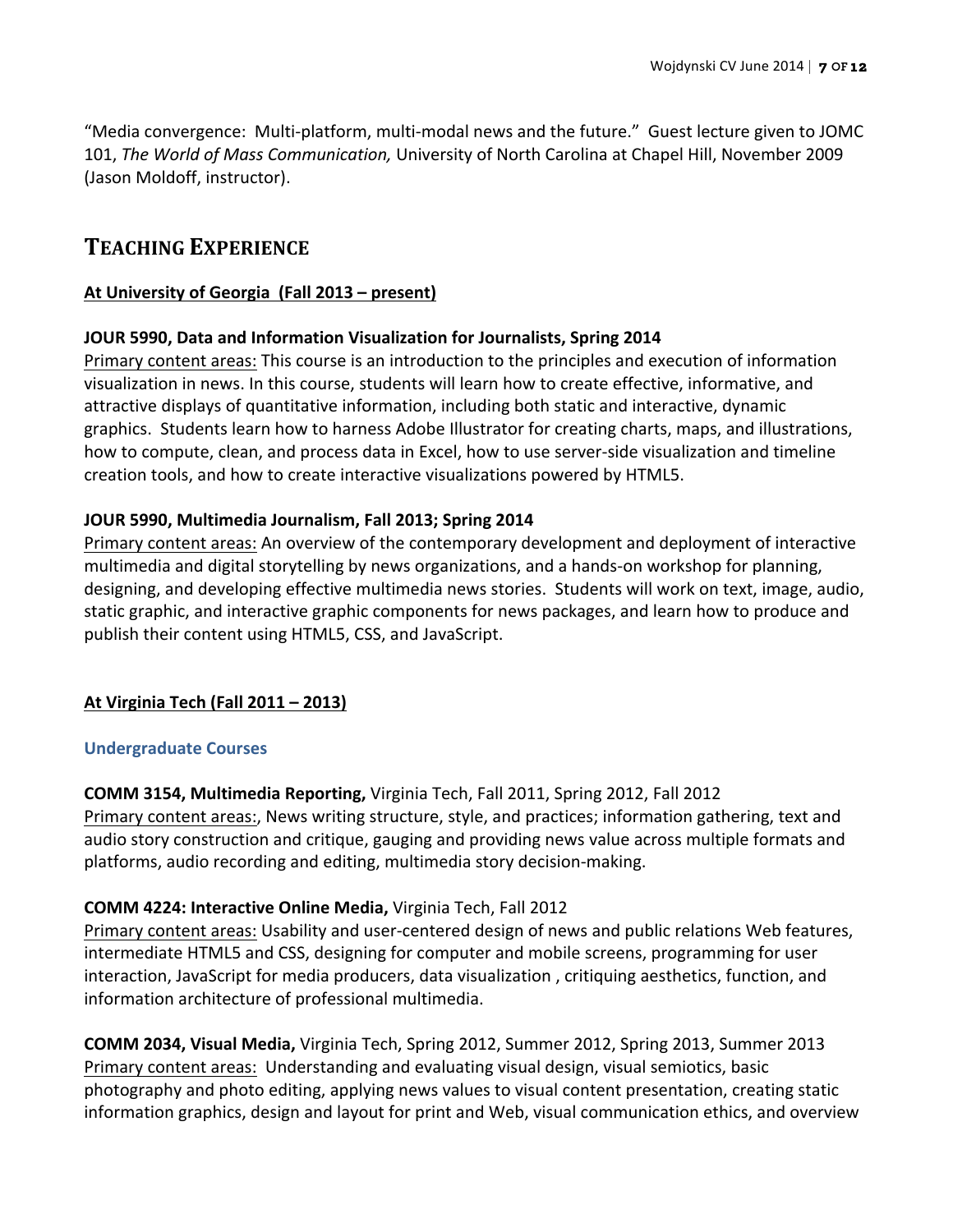"Media convergence: Multi-platform, multi-modal news and the future." Guest lecture given to JOMC 101, *The World of Mass Communication,* University of North Carolina at Chapel Hill, November 2009 (Jason Moldoff, instructor).

## TEACHING EXPERIENCE

**At University of Georgia (Fall 2013 – present)**

**JOUR 5990, Data and Information Visualization for Journalists, Spring 2014**
Primary content areas: This course is an introduction to the principles and execution of information visualization in news. In this course, students will learn how to create effective, informative, and attractive displays of quantitative information, including both static and interactive, dynamic graphics. Students learn how to harness Adobe Illustrator for creating charts, maps, and illustrations, how to compute, clean, and process data in Excel, how to use server-side visualization and timeline creation tools, and how to create interactive visualizations powered by HTML5.

**JOUR 5990, Multimedia Journalism, Fall 2013; Spring 2014**
Primary content areas: An overview of the contemporary development and deployment of interactive multimedia and digital storytelling by news organizations, and a hands-on workshop for planning, designing, and developing effective multimedia news stories. Students will work on text, image, audio, static graphic, and interactive graphic components for news packages, and learn how to produce and publish their content using HTML5, CSS, and JavaScript.

**At Virginia Tech (Fall 2011 – 2013)**

### Undergraduate Courses

**COMM 3154, Multimedia Reporting,** Virginia Tech, Fall 2011, Spring 2012, Fall 2012
Primary content areas:, News writing structure, style, and practices; information gathering, text and audio story construction and critique, gauging and providing news value across multiple formats and platforms, audio recording and editing, multimedia story decision-making.

**COMM 4224: Interactive Online Media,** Virginia Tech, Fall 2012
Primary content areas: Usability and user-centered design of news and public relations Web features, intermediate HTML5 and CSS, designing for computer and mobile screens, programming for user interaction, JavaScript for media producers, data visualization , critiquing aesthetics, function, and information architecture of professional multimedia.

**COMM 2034, Visual Media,** Virginia Tech, Spring 2012, Summer 2012, Spring 2013, Summer 2013
Primary content areas: Understanding and evaluating visual design, visual semiotics, basic photography and photo editing, applying news values to visual content presentation, creating static information graphics, design and layout for print and Web, visual communication ethics, and overview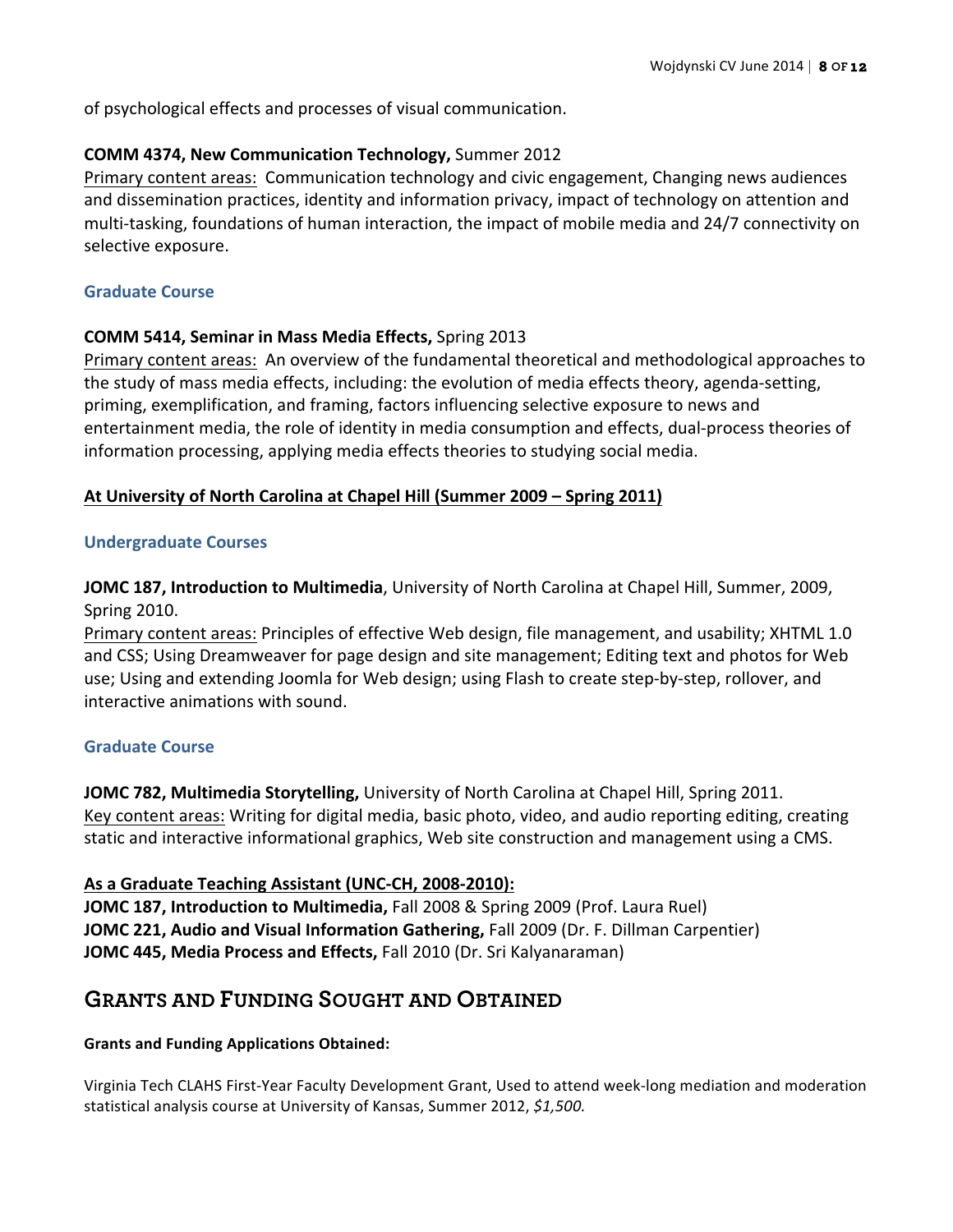of psychological effects and processes of visual communication.

**COMM 4374, New Communication Technology,** Summer 2012
Primary content areas: Communication technology and civic engagement, Changing news audiences and dissemination practices, identity and information privacy, impact of technology on attention and multi-tasking, foundations of human interaction, the impact of mobile media and 24/7 connectivity on selective exposure.

### Graduate Course

**COMM 5414, Seminar in Mass Media Effects,** Spring 2013
Primary content areas: An overview of the fundamental theoretical and methodological approaches to the study of mass media effects, including: the evolution of media effects theory, agenda-setting, priming, exemplification, and framing, factors influencing selective exposure to news and entertainment media, the role of identity in media consumption and effects, dual-process theories of information processing, applying media effects theories to studying social media.

**At University of North Carolina at Chapel Hill (Summer 2009 – Spring 2011)**

### Undergraduate Courses

**JOMC 187, Introduction to Multimedia**, University of North Carolina at Chapel Hill, Summer, 2009, Spring 2010.
Primary content areas: Principles of effective Web design, file management, and usability; XHTML 1.0 and CSS; Using Dreamweaver for page design and site management; Editing text and photos for Web use; Using and extending Joomla for Web design; using Flash to create step-by-step, rollover, and interactive animations with sound.

### Graduate Course

**JOMC 782, Multimedia Storytelling,** University of North Carolina at Chapel Hill, Spring 2011.
Key content areas: Writing for digital media, basic photo, video, and audio reporting editing, creating static and interactive informational graphics, Web site construction and management using a CMS.

**As a Graduate Teaching Assistant (UNC-CH, 2008-2010):**
**JOMC 187, Introduction to Multimedia,** Fall 2008 & Spring 2009 (Prof. Laura Ruel)
**JOMC 221, Audio and Visual Information Gathering,** Fall 2009 (Dr. F. Dillman Carpentier)
**JOMC 445, Media Process and Effects,** Fall 2010 (Dr. Sri Kalyanaraman)

## Grants and Funding Sought and Obtained

**Grants and Funding Applications Obtained:**

Virginia Tech CLAHS First-Year Faculty Development Grant, Used to attend week-long mediation and moderation statistical analysis course at University of Kansas, Summer 2012, *$1,500.*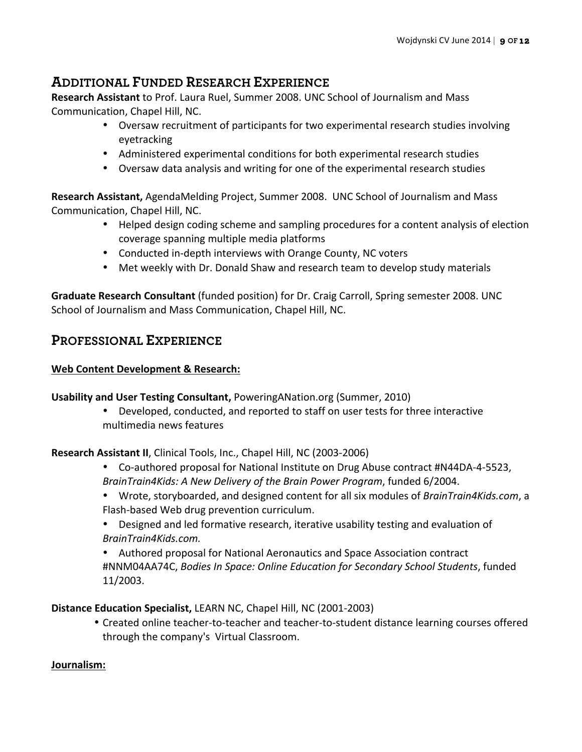## Additional Funded Research Experience

**Research Assistant** to Prof. Laura Ruel, Summer 2008. UNC School of Journalism and Mass Communication, Chapel Hill, NC.

- Oversaw recruitment of participants for two experimental research studies involving eyetracking
- Administered experimental conditions for both experimental research studies
- Oversaw data analysis and writing for one of the experimental research studies

**Research Assistant,** AgendaMelding Project, Summer 2008. UNC School of Journalism and Mass Communication, Chapel Hill, NC.

- Helped design coding scheme and sampling procedures for a content analysis of election coverage spanning multiple media platforms
- Conducted in-depth interviews with Orange County, NC voters
- Met weekly with Dr. Donald Shaw and research team to develop study materials

**Graduate Research Consultant** (funded position) for Dr. Craig Carroll, Spring semester 2008. UNC School of Journalism and Mass Communication, Chapel Hill, NC.

## Professional Experience

**Web Content Development & Research:**

**Usability and User Testing Consultant,** PoweringANation.org (Summer, 2010)

- Developed, conducted, and reported to staff on user tests for three interactive multimedia news features

**Research Assistant II**, Clinical Tools, Inc., Chapel Hill, NC (2003-2006)

- Co-authored proposal for National Institute on Drug Abuse contract #N44DA-4-5523, *BrainTrain4Kids: A New Delivery of the Brain Power Program*, funded 6/2004.
- Wrote, storyboarded, and designed content for all six modules of *BrainTrain4Kids.com*, a Flash-based Web drug prevention curriculum.
- Designed and led formative research, iterative usability testing and evaluation of *BrainTrain4Kids.com.*
- Authored proposal for National Aeronautics and Space Association contract #NNM04AA74C, *Bodies In Space: Online Education for Secondary School Students*, funded 11/2003.

**Distance Education Specialist,** LEARN NC, Chapel Hill, NC (2001-2003)

- Created online teacher-to-teacher and teacher-to-student distance learning courses offered through the company's Virtual Classroom.

**Journalism:**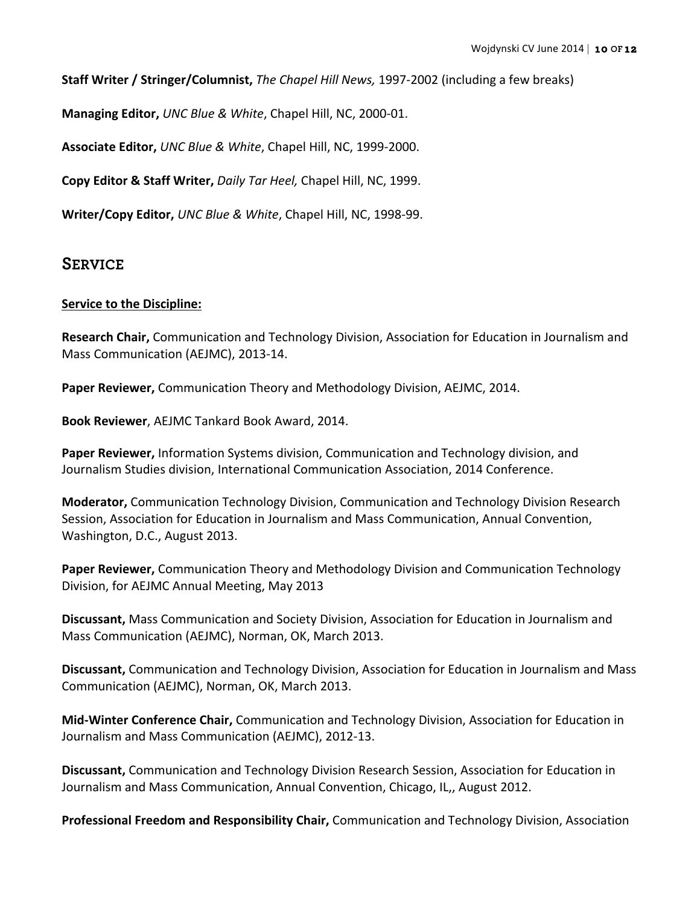**Staff Writer / Stringer/Columnist,** *The Chapel Hill News,* 1997-2002 (including a few breaks)

**Managing Editor,** *UNC Blue & White*, Chapel Hill, NC, 2000-01.

**Associate Editor,** *UNC Blue & White*, Chapel Hill, NC, 1999-2000.

**Copy Editor & Staff Writer,** *Daily Tar Heel,* Chapel Hill, NC, 1999.

**Writer/Copy Editor,** *UNC Blue & White*, Chapel Hill, NC, 1998-99.

## Service

**Service to the Discipline:**

**Research Chair,** Communication and Technology Division, Association for Education in Journalism and Mass Communication (AEJMC), 2013-14.

**Paper Reviewer,** Communication Theory and Methodology Division, AEJMC, 2014.

**Book Reviewer**, AEJMC Tankard Book Award, 2014.

**Paper Reviewer,** Information Systems division, Communication and Technology division, and Journalism Studies division, International Communication Association, 2014 Conference.

**Moderator,** Communication Technology Division, Communication and Technology Division Research Session, Association for Education in Journalism and Mass Communication, Annual Convention, Washington, D.C., August 2013.

**Paper Reviewer,** Communication Theory and Methodology Division and Communication Technology Division, for AEJMC Annual Meeting, May 2013

**Discussant,** Mass Communication and Society Division, Association for Education in Journalism and Mass Communication (AEJMC), Norman, OK, March 2013.

**Discussant,** Communication and Technology Division, Association for Education in Journalism and Mass Communication (AEJMC), Norman, OK, March 2013.

**Mid-Winter Conference Chair,** Communication and Technology Division, Association for Education in Journalism and Mass Communication (AEJMC), 2012-13.

**Discussant,** Communication and Technology Division Research Session, Association for Education in Journalism and Mass Communication, Annual Convention, Chicago, IL,, August 2012.

**Professional Freedom and Responsibility Chair,** Communication and Technology Division, Association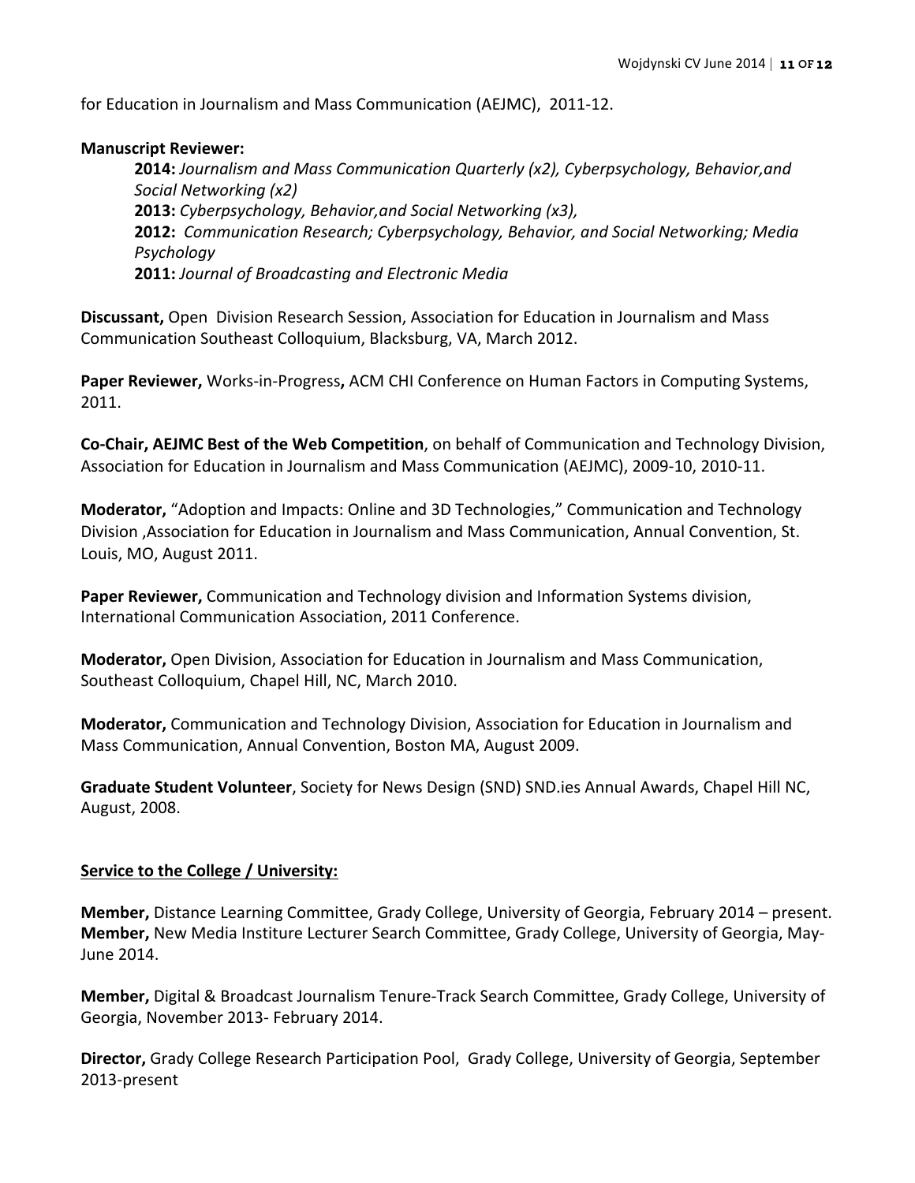for Education in Journalism and Mass Communication (AEJMC), 2011-12.

**Manuscript Reviewer:**

**2014:** *Journalism and Mass Communication Quarterly (x2), Cyberpsychology, Behavior,and Social Networking (x2)*
**2013:** *Cyberpsychology, Behavior,and Social Networking (x3),*
**2012:** *Communication Research; Cyberpsychology, Behavior, and Social Networking; Media Psychology*
**2011:** *Journal of Broadcasting and Electronic Media*

**Discussant,** Open Division Research Session, Association for Education in Journalism and Mass Communication Southeast Colloquium, Blacksburg, VA, March 2012.

**Paper Reviewer,** Works-in-Progress**,** ACM CHI Conference on Human Factors in Computing Systems, 2011.

**Co-Chair, AEJMC Best of the Web Competition**, on behalf of Communication and Technology Division, Association for Education in Journalism and Mass Communication (AEJMC), 2009-10, 2010-11.

**Moderator,** "Adoption and Impacts: Online and 3D Technologies," Communication and Technology Division ,Association for Education in Journalism and Mass Communication, Annual Convention, St. Louis, MO, August 2011.

**Paper Reviewer,** Communication and Technology division and Information Systems division, International Communication Association, 2011 Conference.

**Moderator,** Open Division, Association for Education in Journalism and Mass Communication, Southeast Colloquium, Chapel Hill, NC, March 2010.

**Moderator,** Communication and Technology Division, Association for Education in Journalism and Mass Communication, Annual Convention, Boston MA, August 2009.

**Graduate Student Volunteer**, Society for News Design (SND) SND.ies Annual Awards, Chapel Hill NC, August, 2008.

## Service to the College / University:

**Member,** Distance Learning Committee, Grady College, University of Georgia, February 2014 – present.
**Member,** New Media Insitiure Lecturer Search Committee, Grady College, University of Georgia, May-June 2014.

**Member,** Digital & Broadcast Journalism Tenure-Track Search Committee, Grady College, University of Georgia, November 2013- February 2014.

**Director,** Grady College Research Participation Pool, Grady College, University of Georgia, September 2013-present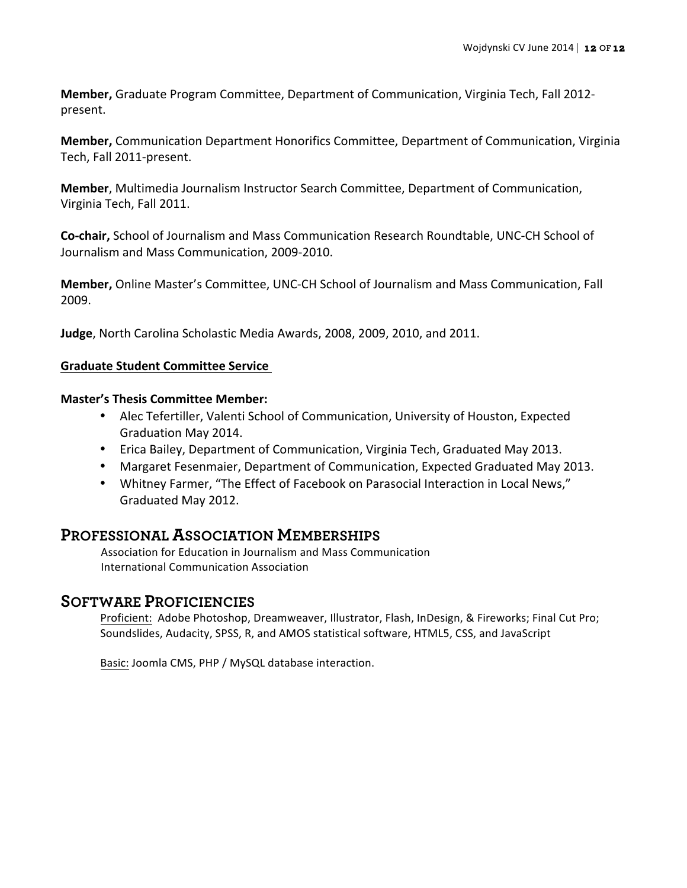**Member,** Graduate Program Committee, Department of Communication, Virginia Tech, Fall 2012-present.

**Member,** Communication Department Honorifics Committee, Department of Communication, Virginia Tech, Fall 2011-present.

**Member**, Multimedia Journalism Instructor Search Committee, Department of Communication, Virginia Tech, Fall 2011.

**Co-chair,** School of Journalism and Mass Communication Research Roundtable, UNC-CH School of Journalism and Mass Communication, 2009-2010.

**Member,** Online Master's Committee, UNC-CH School of Journalism and Mass Communication, Fall 2009.

**Judge**, North Carolina Scholastic Media Awards, 2008, 2009, 2010, and 2011.

**Graduate Student Committee Service**

**Master's Thesis Committee Member:**

- Alec Tefertiller, Valenti School of Communication, University of Houston, Expected Graduation May 2014.
- Erica Bailey, Department of Communication, Virginia Tech, Graduated May 2013.
- Margaret Fesenmaier, Department of Communication, Expected Graduated May 2013.
- Whitney Farmer, "The Effect of Facebook on Parasocial Interaction in Local News," Graduated May 2012.

## Professional Association Memberships

Association for Education in Journalism and Mass Communication
International Communication Association

## Software Proficiencies

Proficient: Adobe Photoshop, Dreamweaver, Illustrator, Flash, InDesign, & Fireworks; Final Cut Pro; Soundslides, Audacity, SPSS, R, and AMOS statistical software, HTML5, CSS, and JavaScript

Basic: Joomla CMS, PHP / MySQL database interaction.